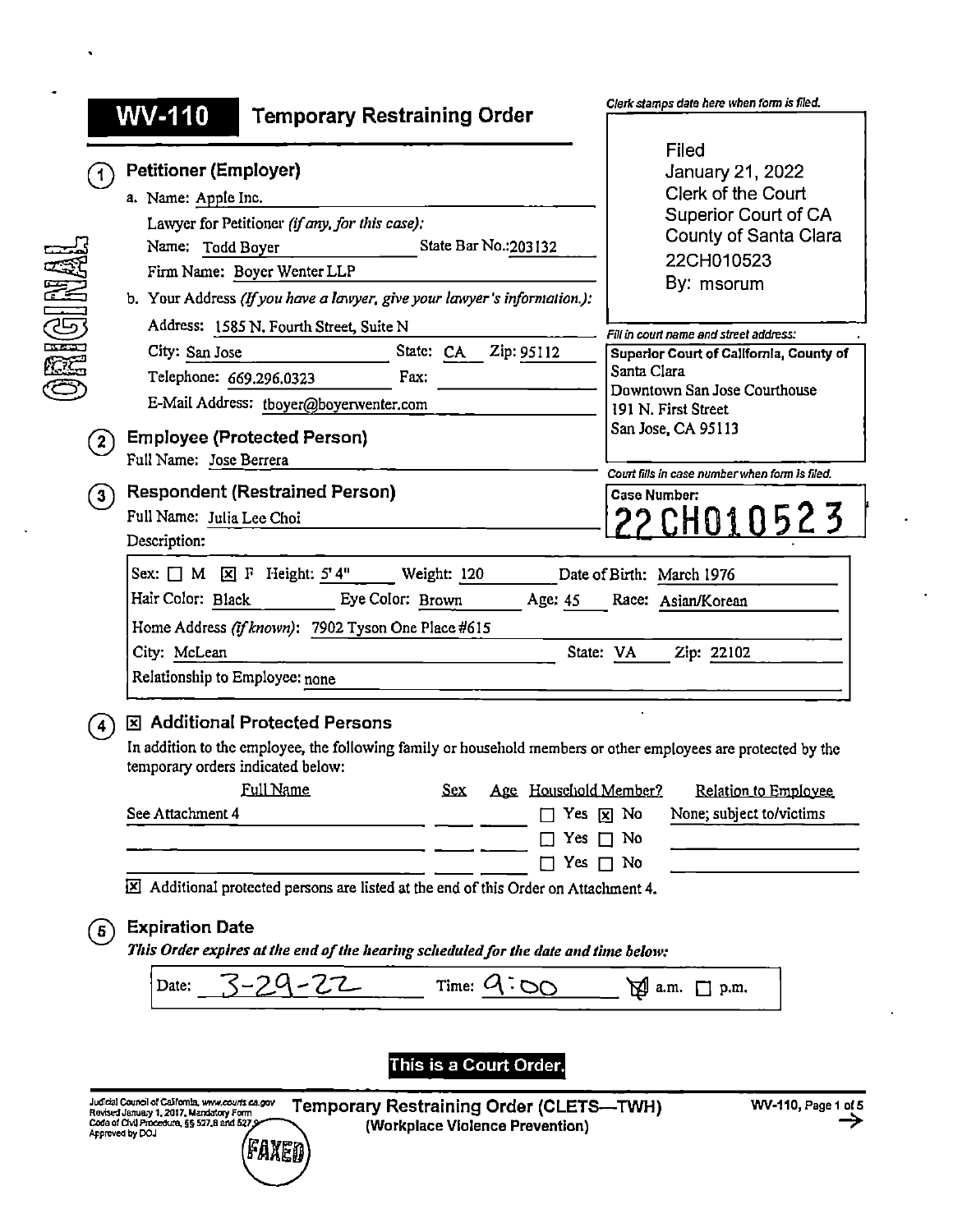# WV-110 Temporary Restraining Order

Clerk stamps date here when form is filed.

Filed
January 21, 2022
Clerk of the Court
Superior Court of CA
County of Santa Clara
22CH010523
By: msorum

Fill in court name and street address:

**Superior Court of California, County of Santa Clara**
Downtown San Jose Courthouse
191 N. First Street
San Jose, CA 95113

Court fills in case number when form is filed.

**Case Number:**
22CH010523

ORIGINAL

## ① Petitioner (Employer)

a. Name: Apple Inc.

Lawyer for Petitioner *(if any, for this case)*:

Name: Todd Boyer State Bar No.: 203132

Firm Name: Boyer Wenter LLP

b. Your Address *(If you have a lawyer, give your lawyer's information.)*:

Address: 1585 N. Fourth Street, Suite N

City: San Jose State: CA Zip: 95112

Telephone: 669.296.0323 Fax:

E-Mail Address: tboyer@boyerwenter.com

## ② Employee (Protected Person)

Full Name: Jose Berrera

## ③ Respondent (Restrained Person)

Full Name: Julia Lee Choi

Description:

Sex: ☐ M ☒ F Height: 5' 4" Weight: 120 Date of Birth: March 1976

Hair Color: Black Eye Color: Brown Age: 45 Race: Asian/Korean

Home Address *(if known)*: 7902 Tyson One Place #615

City: McLean State: VA Zip: 22102

Relationship to Employee: none

## ④ ☒ Additional Protected Persons

In addition to the employee, the following family or household members or other employees are protected by the temporary orders indicated below:

| Full Name | Sex | Age | Household Member? | Relation to Employee |
|---|---|---|---|---|
| See Attachment 4 | | | ☐ Yes ☒ No | None; subject to/victims |
| | | | ☐ Yes ☐ No | |
| | | | ☐ Yes ☐ No | |

☒ Additional protected persons are listed at the end of this Order on Attachment 4.

## ⑤ Expiration Date

***This Order expires at the end of the hearing scheduled for the date and time below:***

Date: 3-29-22 Time: 9:00 ☒ a.m. ☐ p.m.

**This is a Court Order.**

Judicial Council of California, www.courts.ca.gov
Revised January 1, 2017, Mandatory Form
Code of Civil Procedure, §§ 527.8 and 527.9
Approved by DOJ

**Temporary Restraining Order (CLETS—TWH)**
**(Workplace Violence Prevention)**

WV-110, Page 1 of 5 →

FAXED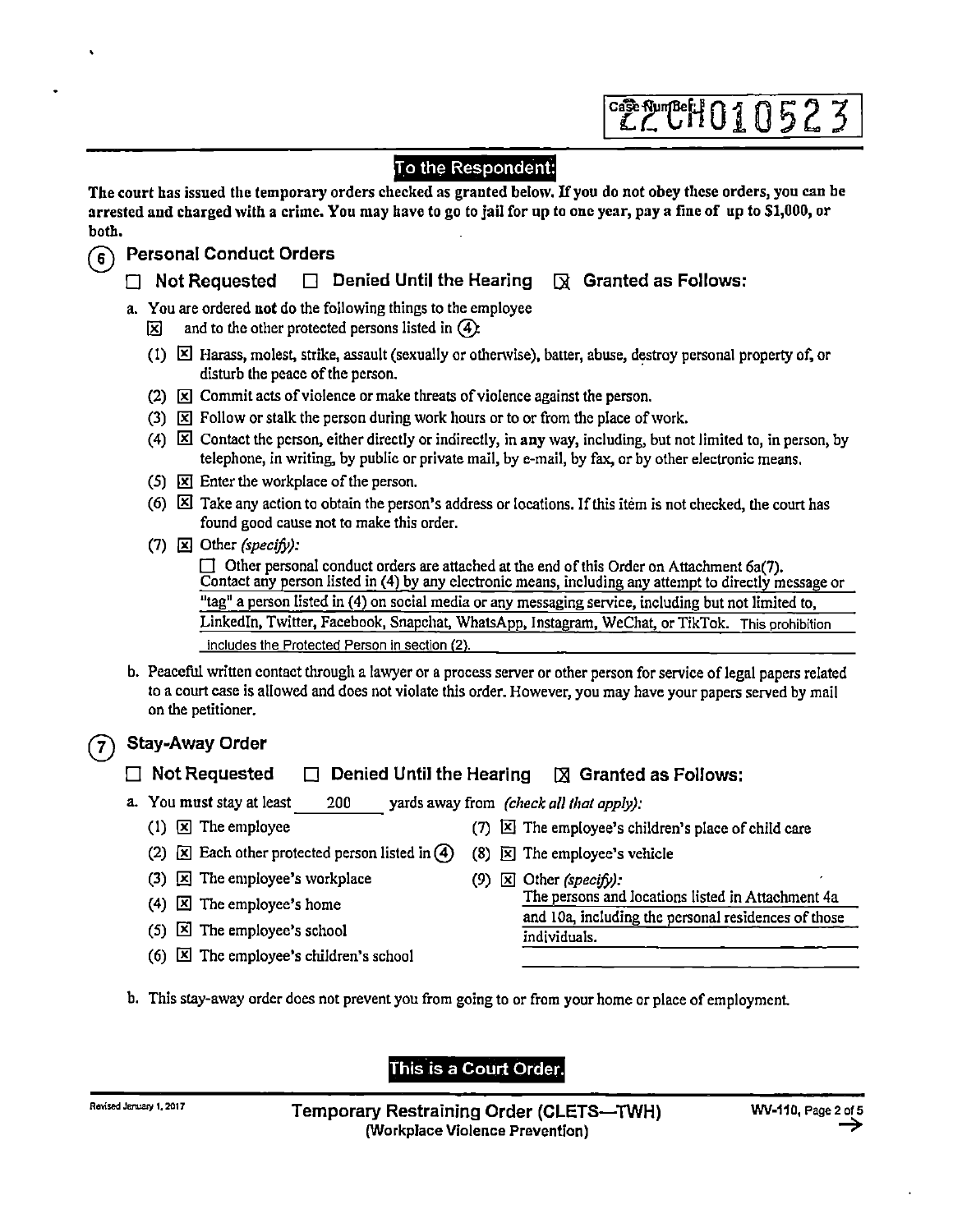Case Number: 22CH010523

## To the Respondent:

**The court has issued the temporary orders checked as granted below. If you do not obey these orders, you can be arrested and charged with a crime. You may have to go to jail for up to one year, pay a fine of up to $1,000, or both.**

### 6 Personal Conduct Orders

☐ Not Requested ☐ Denied Until the Hearing ☒ Granted as Follows:

a. You are ordered **not** do the following things to the employee
☒ and to the other protected persons listed in ④:

(1) ☒ Harass, molest, strike, assault (sexually or otherwise), batter, abuse, destroy personal property of, or disturb the peace of the person.

(2) ☒ Commit acts of violence or make threats of violence against the person.

(3) ☒ Follow or stalk the person during work hours or to or from the place of work.

(4) ☒ Contact the person, either directly or indirectly, in **any** way, including, but not limited to, in person, by telephone, in writing, by public or private mail, by e-mail, by fax, or by other electronic means.

(5) ☒ Enter the workplace of the person.

(6) ☒ Take any action to obtain the person's address or locations. If this item is not checked, the court has found good cause not to make this order.

(7) ☒ Other *(specify)*:

☐ Other personal conduct orders are attached at the end of this Order on Attachment 6a(7).
Contact any person listed in (4) by any electronic means, including any attempt to directly message or "tag" a person listed in (4) on social media or any messaging service, including but not limited to, LinkedIn, Twitter, Facebook, Snapchat, WhatsApp, Instagram, WeChat, or TikTok. This prohibition includes the Protected Person in section (2).

b. Peaceful written contact through a lawyer or a process server or other person for service of legal papers related to a court case is allowed and does not violate this order. However, you may have your papers served by mail on the petitioner.

### 7 Stay-Away Order

☐ Not Requested ☐ Denied Until the Hearing ☒ Granted as Follows:

a. You **must** stay at least 200 yards away from *(check all that apply)*:

(1) ☒ The employee

(2) ☒ Each other protected person listed in ④

(3) ☒ The employee's workplace

(4) ☒ The employee's home

(5) ☒ The employee's school

(6) ☒ The employee's children's school

(7) ☒ The employee's children's place of child care

(8) ☒ The employee's vehicle

(9) ☒ Other *(specify)*:
The persons and locations listed in Attachment 4a and 10a, including the personal residences of those individuals.

b. This stay-away order does not prevent you from going to or from your home or place of employment.

**This is a Court Order.**

Revised January 1, 2017 — **Temporary Restraining Order (CLETS—TWH)** (Workplace Violence Prevention) — WV-110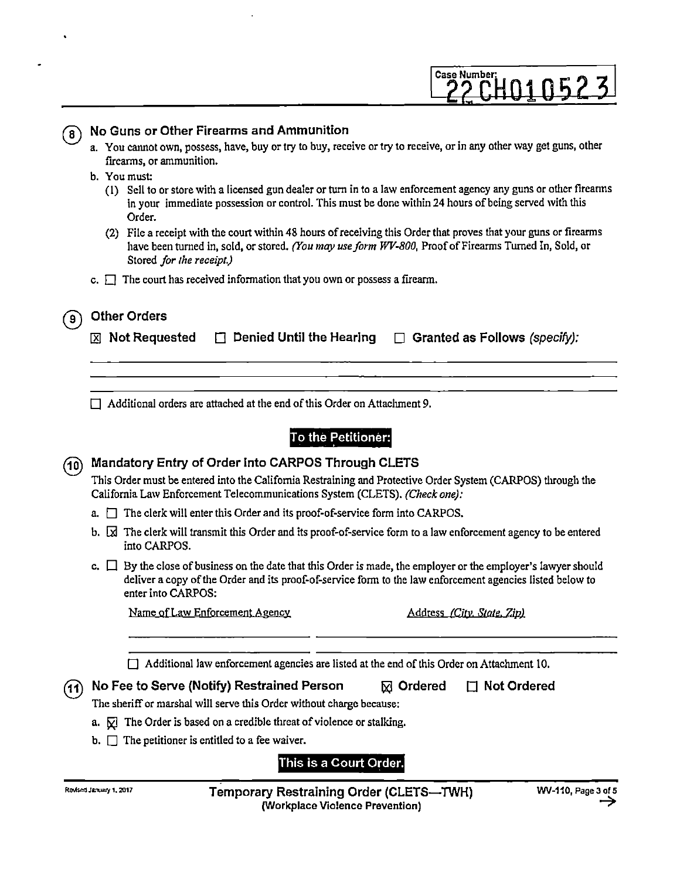Case Number: 22CH010523

## (8) No Guns or Other Firearms and Ammunition

a. You cannot own, possess, have, buy or try to buy, receive or try to receive, or in any other way get guns, other firearms, or ammunition.

b. You must:

(1) Sell to or store with a licensed gun dealer or turn in to a law enforcement agency any guns or other firearms in your immediate possession or control. This must be done within 24 hours of being served with this Order.

(2) File a receipt with the court within 48 hours of receiving this Order that proves that your guns or firearms have been turned in, sold, or stored. *(You may use form WV-800,* Proof of Firearms Turned In, Sold, or Stored *for the receipt.)*

c. ☐ The court has received information that you own or possess a firearm.

## (9) Other Orders

☒ **Not Requested** ☐ **Denied Until the Hearing** ☐ **Granted as Follows** *(specify):*

☐ Additional orders are attached at the end of this Order on Attachment 9.

**To the Petitioner:**

## (10) Mandatory Entry of Order Into CARPOS Through CLETS

This Order must be entered into the California Restraining and Protective Order System (CARPOS) through the California Law Enforcement Telecommunications System (CLETS). *(Check one):*

a. ☐ The clerk will enter this Order and its proof-of-service form into CARPOS.

b. ☒ The clerk will transmit this Order and its proof-of-service form to a law enforcement agency to be entered into CARPOS.

c. ☐ By the close of business on the date that this Order is made, the employer or the employer's lawyer should deliver a copy of the Order and its proof-of-service form to the law enforcement agencies listed below to enter into CARPOS:

| Name of Law Enforcement Agency | Address *(City, State, Zip)* |
|---|---|
| | |
| | |

☐ Additional law enforcement agencies are listed at the end of this Order on Attachment 10.

## (11) No Fee to Serve (Notify) Restrained Person ☒ Ordered ☐ Not Ordered

The sheriff or marshal will serve this Order without charge because:

a. ☒ The Order is based on a credible threat of violence or stalking.

b. ☐ The petitioner is entitled to a fee waiver.

**This is a Court Order.**

Revised January 1, 2017 — **Temporary Restraining Order (CLETS—TWH)** (Workplace Violence Prevention) — WV-110, Page 3 of 5 →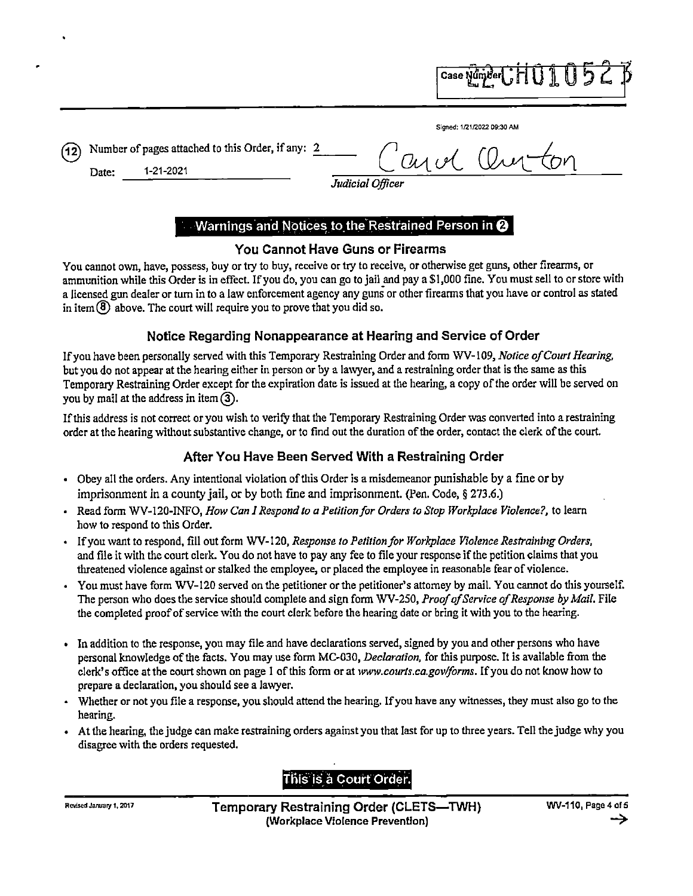Case Number: 22CHU01052

Signed: 1/21/2022 09:30 AM

(12) Number of pages attached to this Order, if any: 2

Date: 1-21-2021

Carol Overton

*Judicial Officer*

## Warnings and Notices to the Restrained Person in (2)

### You Cannot Have Guns or Firearms

You cannot own, have, possess, buy or try to buy, receive or try to receive, or otherwise get guns, other firearms, or ammunition while this Order is in effect. If you do, you can go to jail and pay a $1,000 fine. You must sell to or store with a licensed gun dealer or turn in to a law enforcement agency any guns or other firearms that you have or control as stated in item (8) above. The court will require you to prove that you did so.

### Notice Regarding Nonappearance at Hearing and Service of Order

If you have been personally served with this Temporary Restraining Order and form WV-109, *Notice of Court Hearing*, but you do not appear at the hearing either in person or by a lawyer, and a restraining order that is the same as this Temporary Restraining Order except for the expiration date is issued at the hearing, a copy of the order will be served on you by mail at the address in item (3).

If this address is not correct or you wish to verify that the Temporary Restraining Order was converted into a restraining order at the hearing without substantive change, or to find out the duration of the order, contact the clerk of the court.

### After You Have Been Served With a Restraining Order

- Obey all the orders. Any intentional violation of this Order is a misdemeanor punishable by a fine or by imprisonment in a county jail, or by both fine and imprisonment. (Pen. Code, § 273.6.)
- Read form WV-120-INFO, *How Can I Respond to a Petition for Orders to Stop Workplace Violence?*, to learn how to respond to this Order.
- If you want to respond, fill out form WV-120, *Response to Petition for Workplace Violence Restraining Orders*, and file it with the court clerk. You do not have to pay any fee to file your response if the petition claims that you threatened violence against or stalked the employee, or placed the employee in reasonable fear of violence.
- You must have form WV-120 served on the petitioner or the petitioner's attorney by mail. You cannot do this yourself. The person who does the service should complete and sign form WV-250, *Proof of Service of Response by Mail*. File the completed proof of service with the court clerk before the hearing date or bring it with you to the hearing.
- In addition to the response, you may file and have declarations served, signed by you and other persons who have personal knowledge of the facts. You may use form MC-030, *Declaration*, for this purpose. It is available from the clerk's office at the court shown on page 1 of this form or at *www.courts.ca.gov/forms*. If you do not know how to prepare a declaration, you should see a lawyer.
- Whether or not you file a response, you should attend the hearing. If you have any witnesses, they must also go to the hearing.
- At the hearing, the judge can make restraining orders against you that last for up to three years. Tell the judge why you disagree with the orders requested.

**This is a Court Order.**

Revised January 1, 2017 — **Temporary Restraining Order (CLETS—TWH) (Workplace Violence Prevention)** — WV-110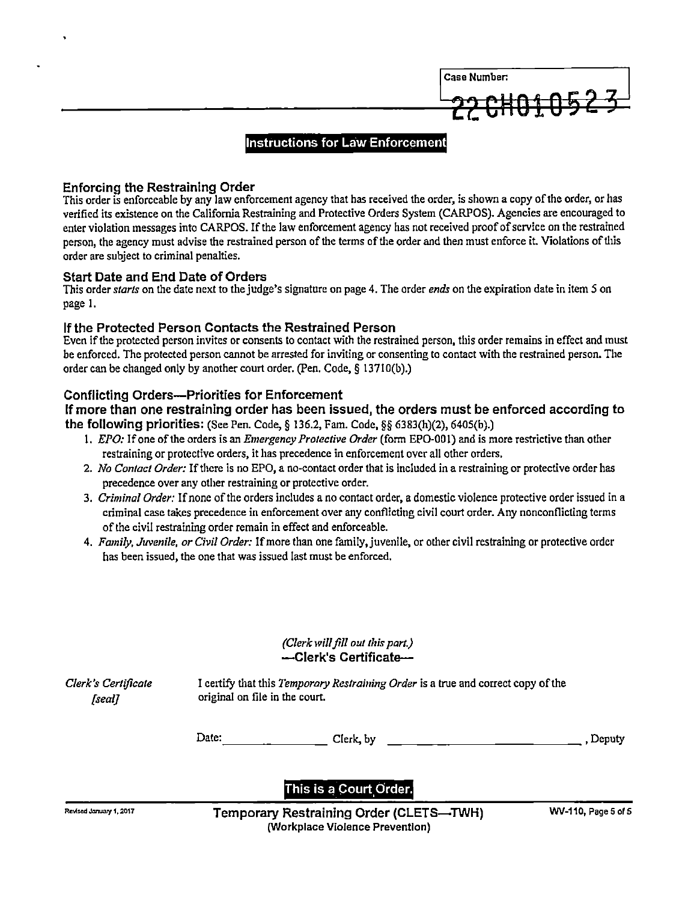Case Number: 22CH010523

## Instructions for Law Enforcement

### Enforcing the Restraining Order

This order is enforceable by any law enforcement agency that has received the order, is shown a copy of the order, or has verified its existence on the California Restraining and Protective Orders System (CARPOS). Agencies are encouraged to enter violation messages into CARPOS. If the law enforcement agency has not received proof of service on the restrained person, the agency must advise the restrained person of the terms of the order and then must enforce it. Violations of this order are subject to criminal penalties.

### Start Date and End Date of Orders

This order *starts* on the date next to the judge's signature on page 4. The order *ends* on the expiration date in item 5 on page 1.

### If the Protected Person Contacts the Restrained Person

Even if the protected person invites or consents to contact with the restrained person, this order remains in effect and must be enforced. The protected person cannot be arrested for inviting or consenting to contact with the restrained person. The order can be changed only by another court order. (Pen. Code, § 13710(b).)

### Conflicting Orders—Priorities for Enforcement

**If more than one restraining order has been issued, the orders must be enforced according to the following priorities:** (See Pen. Code, § 136.2, Fam. Code, §§ 6383(h)(2), 6405(b).)

1. *EPO:* If one of the orders is an *Emergency Protective Order* (form EPO-001) and is more restrictive than other restraining or protective orders, it has precedence in enforcement over all other orders.
2. *No Contact Order:* If there is no EPO, a no-contact order that is included in a restraining or protective order has precedence over any other restraining or protective order.
3. *Criminal Order:* If none of the orders includes a no contact order, a domestic violence protective order issued in a criminal case takes precedence in enforcement over any conflicting civil court order. Any nonconflicting terms of the civil restraining order remain in effect and enforceable.
4. *Family, Juvenile, or Civil Order:* If more than one family, juvenile, or other civil restraining or protective order has been issued, the one that was issued last must be enforced.

*(Clerk will fill out this part.)*

**—Clerk's Certificate—**

*Clerk's Certificate*
*[seal]*

I certify that this *Temporary Restraining Order* is a true and correct copy of the original on file in the court.

Date: ______________ Clerk, by ______________________________, Deputy

**This is a Court Order.**

Revised January 1, 2017 — **Temporary Restraining Order (CLETS—TWH)** (Workplace Violence Prevention) — WV-110, Page 5 of 5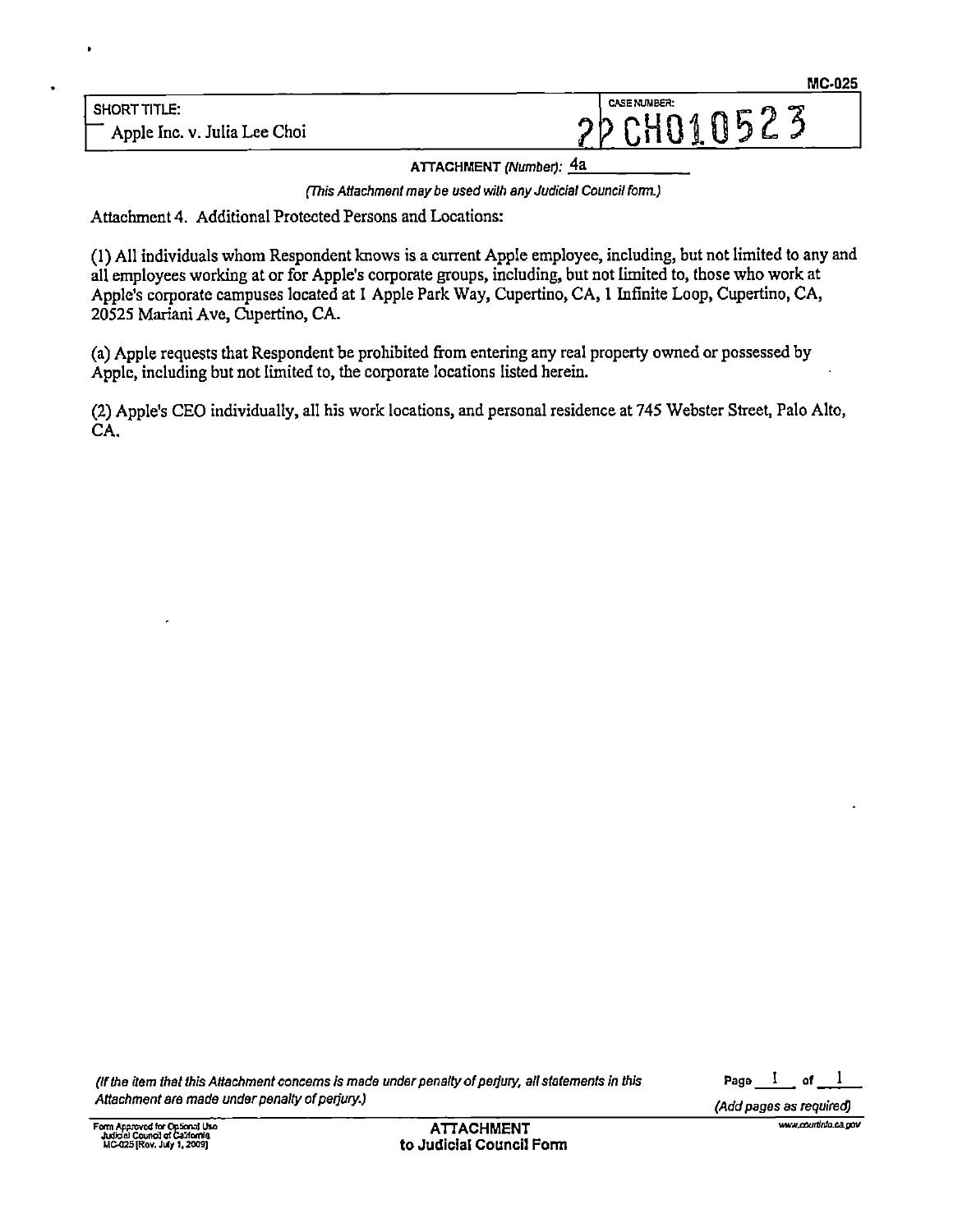MC-025

| SHORT TITLE: | CASE NUMBER: |
|---|---|
| Apple Inc. v. Julia Lee Choi | 22CH010523 |

ATTACHMENT *(Number)*: 4a

*(This Attachment may be used with any Judicial Council form.)*

Attachment 4. Additional Protected Persons and Locations:

(1) All individuals whom Respondent knows is a current Apple employee, including, but not limited to any and all employees working at or for Apple's corporate groups, including, but not limited to, those who work at Apple's corporate campuses located at 1 Apple Park Way, Cupertino, CA, 1 Infinite Loop, Cupertino, CA, 20525 Mariani Ave, Cupertino, CA.

(a) Apple requests that Respondent be prohibited from entering any real property owned or possessed by Apple, including but not limited to, the corporate locations listed herein.

(2) Apple's CEO individually, all his work locations, and personal residence at 745 Webster Street, Palo Alto, CA.

*(If the item that this Attachment concerns is made under penalty of perjury, all statements in this Attachment are made under penalty of perjury.)*

Page 1 of 1

*(Add pages as required)*

Form Approved for Optional Use Judicial Council of California MC-025 [Rev. July 1, 2009]

**ATTACHMENT to Judicial Council Form**

www.courtinfo.ca.gov